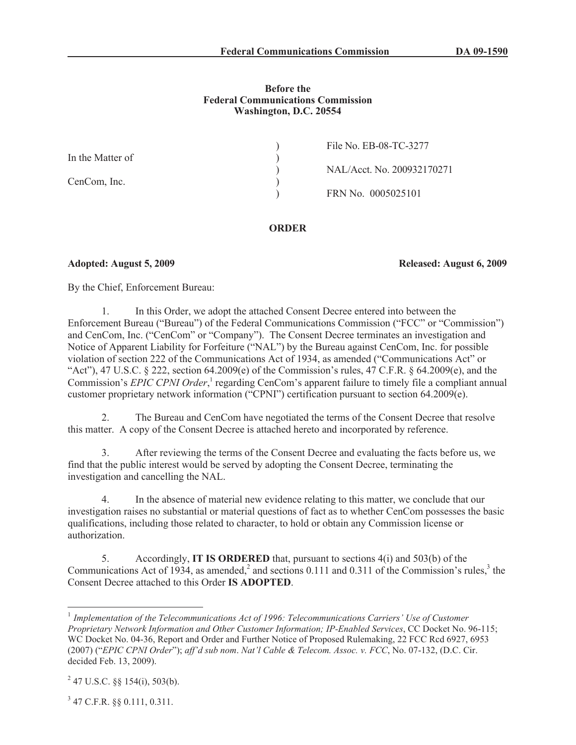**Federal Communications Commission DA 09-1590**

**Before the**
**Federal Communications Commission**
**Washington, D.C. 20554**

| | | |
|---|---|---|
| In the Matter of | ) | File No. EB-08-TC-3277 |
| | ) | |
| CenCom, Inc. | ) | NAL/Acct. No. 200932170271 |
| | ) | |
| | ) | FRN No. 0005025101 |

## ORDER

**Adopted: August 5, 2009** **Released: August 6, 2009**

By the Chief, Enforcement Bureau:

1. In this Order, we adopt the attached Consent Decree entered into between the Enforcement Bureau ("Bureau") of the Federal Communications Commission ("FCC" or "Commission") and CenCom, Inc. ("CenCom" or "Company"). The Consent Decree terminates an investigation and Notice of Apparent Liability for Forfeiture ("NAL") by the Bureau against CenCom, Inc. for possible violation of section 222 of the Communications Act of 1934, as amended ("Communications Act" or "Act"), 47 U.S.C. § 222, section 64.2009(e) of the Commission's rules, 47 C.F.R. § 64.2009(e), and the Commission's *EPIC CPNI Order*,[1] regarding CenCom's apparent failure to timely file a compliant annual customer proprietary network information ("CPNI") certification pursuant to section 64.2009(e).

2. The Bureau and CenCom have negotiated the terms of the Consent Decree that resolve this matter. A copy of the Consent Decree is attached hereto and incorporated by reference.

3. After reviewing the terms of the Consent Decree and evaluating the facts before us, we find that the public interest would be served by adopting the Consent Decree, terminating the investigation and cancelling the NAL.

4. In the absence of material new evidence relating to this matter, we conclude that our investigation raises no substantial or material questions of fact as to whether CenCom possesses the basic qualifications, including those related to character, to hold or obtain any Commission license or authorization.

5. Accordingly, **IT IS ORDERED** that, pursuant to sections 4(i) and 503(b) of the Communications Act of 1934, as amended,[2] and sections 0.111 and 0.311 of the Commission's rules,[3] the Consent Decree attached to this Order **IS ADOPTED**.

---

[1] *Implementation of the Telecommunications Act of 1996: Telecommunications Carriers' Use of Customer Proprietary Network Information and Other Customer Information; IP-Enabled Services*, CC Docket No. 96-115; WC Docket No. 04-36, Report and Order and Further Notice of Proposed Rulemaking, 22 FCC Rcd 6927, 6953 (2007) ("*EPIC CPNI Order*"); *aff'd sub nom*. *Nat'l Cable & Telecom. Assoc. v. FCC*, No. 07-132, (D.C. Cir. decided Feb. 13, 2009).

[2] 47 U.S.C. §§ 154(i), 503(b).

[3] 47 C.F.R. §§ 0.111, 0.311.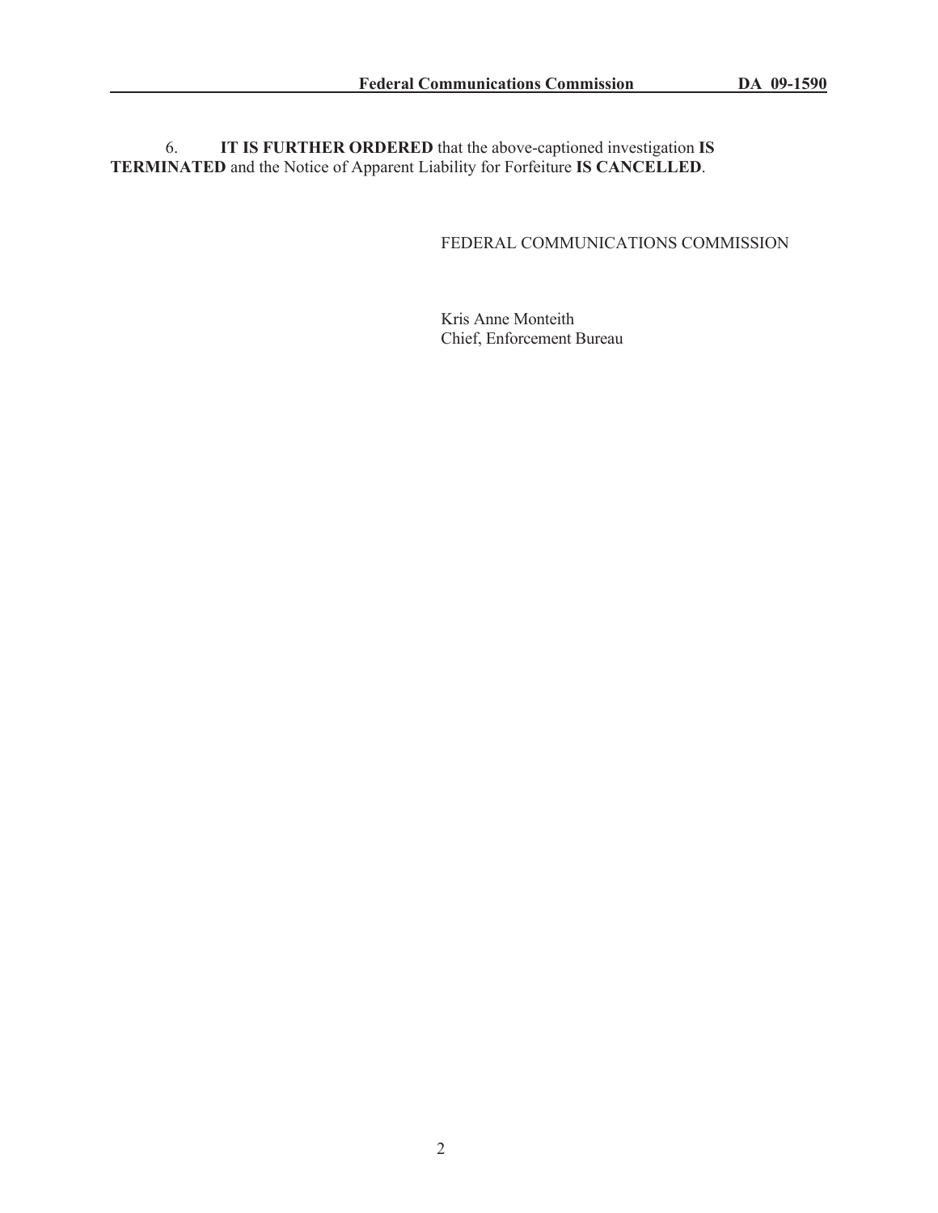6. **IT IS FURTHER ORDERED** that the above-captioned investigation **IS TERMINATED** and the Notice of Apparent Liability for Forfeiture **IS CANCELLED**.

FEDERAL COMMUNICATIONS COMMISSION

Kris Anne Monteith
Chief, Enforcement Bureau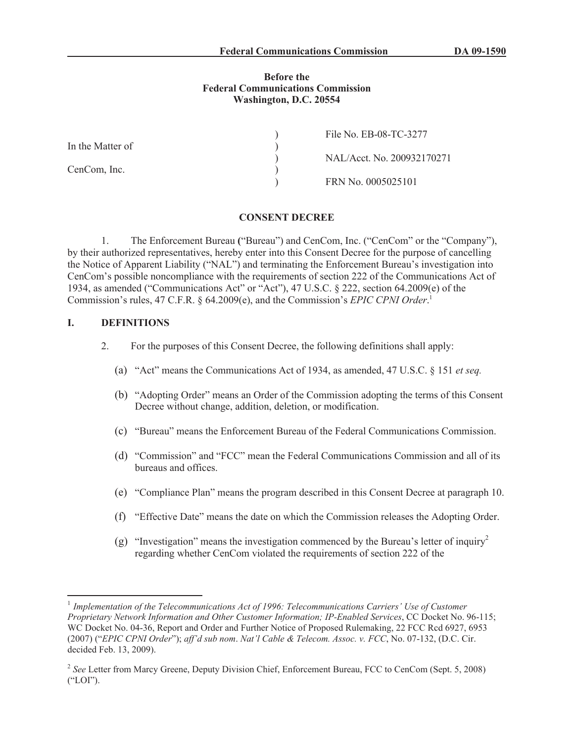**Before the**
**Federal Communications Commission**
**Washington, D.C. 20554**

| | | |
|---|---|---|
| In the Matter of | ) | File No. EB-08-TC-3277 |
| | ) | NAL/Acct. No. 200932170271 |
| CenCom, Inc. | ) | FRN No. 0005025101 |

**CONSENT DECREE**

1. The Enforcement Bureau ("Bureau") and CenCom, Inc. ("CenCom" or the "Company"), by their authorized representatives, hereby enter into this Consent Decree for the purpose of cancelling the Notice of Apparent Liability ("NAL") and terminating the Enforcement Bureau's investigation into CenCom's possible noncompliance with the requirements of section 222 of the Communications Act of 1934, as amended ("Communications Act" or "Act"), 47 U.S.C. § 222, section 64.2009(e) of the Commission's rules, 47 C.F.R. § 64.2009(e), and the Commission's *EPIC CPNI Order*.[1]

## I. DEFINITIONS

2. For the purposes of this Consent Decree, the following definitions shall apply:

(a) "Act" means the Communications Act of 1934, as amended, 47 U.S.C. § 151 *et seq.*

(b) "Adopting Order" means an Order of the Commission adopting the terms of this Consent Decree without change, addition, deletion, or modification.

(c) "Bureau" means the Enforcement Bureau of the Federal Communications Commission.

(d) "Commission" and "FCC" mean the Federal Communications Commission and all of its bureaus and offices.

(e) "Compliance Plan" means the program described in this Consent Decree at paragraph 10.

(f) "Effective Date" means the date on which the Commission releases the Adopting Order.

(g) "Investigation" means the investigation commenced by the Bureau's letter of inquiry[2] regarding whether CenCom violated the requirements of section 222 of the

---

[1] *Implementation of the Telecommunications Act of 1996: Telecommunications Carriers' Use of Customer Proprietary Network Information and Other Customer Information; IP-Enabled Services*, CC Docket No. 96-115; WC Docket No. 04-36, Report and Order and Further Notice of Proposed Rulemaking, 22 FCC Rcd 6927, 6953 (2007) ("*EPIC CPNI Order*"); *aff'd sub nom*. *Nat'l Cable & Telecom. Assoc. v. FCC*, No. 07-132, (D.C. Cir. decided Feb. 13, 2009).

[2] *See* Letter from Marcy Greene, Deputy Division Chief, Enforcement Bureau, FCC to CenCom (Sept. 5, 2008) ("LOI").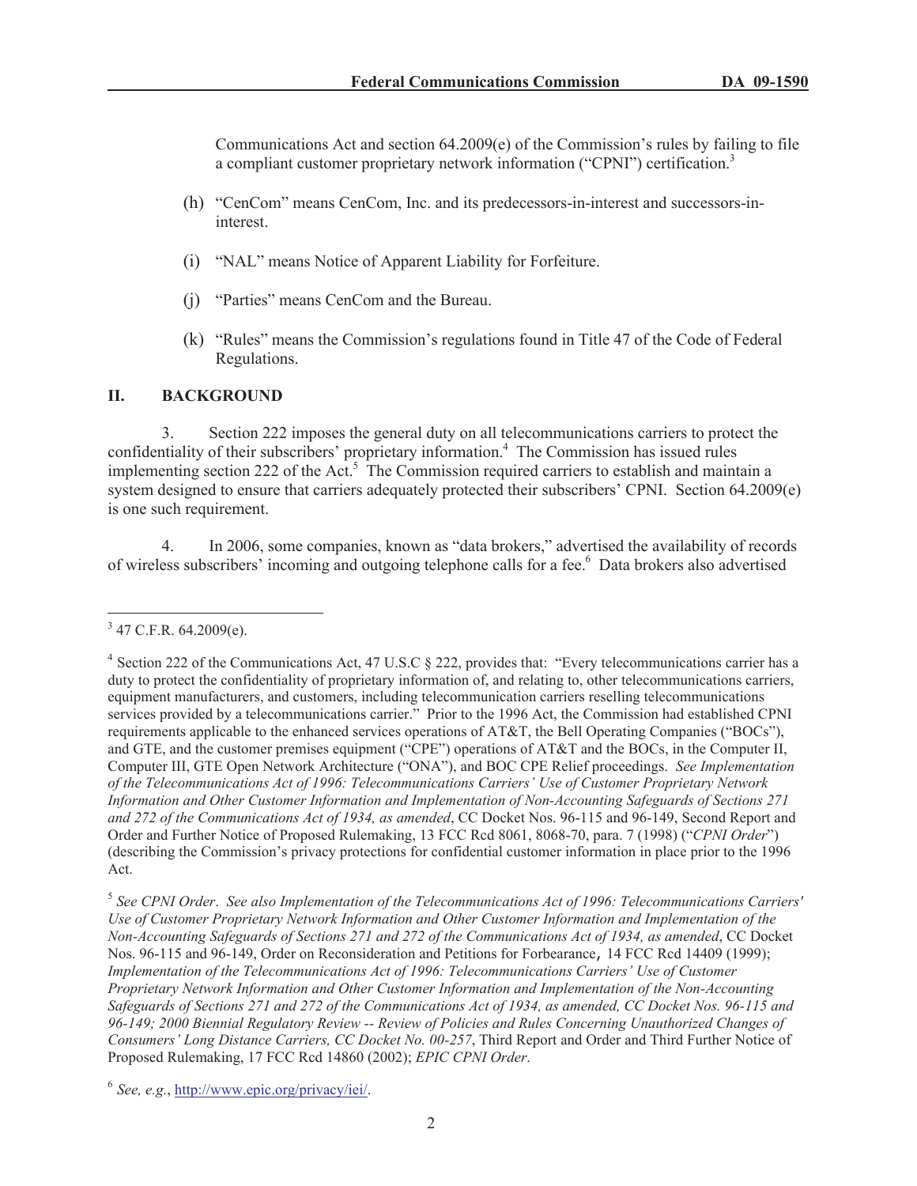Communications Act and section 64.2009(e) of the Commission's rules by failing to file a compliant customer proprietary network information ("CPNI") certification.[3]

(h) "CenCom" means CenCom, Inc. and its predecessors-in-interest and successors-in-interest.

(i) "NAL" means Notice of Apparent Liability for Forfeiture.

(j) "Parties" means CenCom and the Bureau.

(k) "Rules" means the Commission's regulations found in Title 47 of the Code of Federal Regulations.

## II. BACKGROUND

3. Section 222 imposes the general duty on all telecommunications carriers to protect the confidentiality of their subscribers' proprietary information.[4] The Commission has issued rules implementing section 222 of the Act.[5] The Commission required carriers to establish and maintain a system designed to ensure that carriers adequately protected their subscribers' CPNI. Section 64.2009(e) is one such requirement.

4. In 2006, some companies, known as "data brokers," advertised the availability of records of wireless subscribers' incoming and outgoing telephone calls for a fee.[6] Data brokers also advertised

---

[3] 47 C.F.R. 64.2009(e).

[4] Section 222 of the Communications Act, 47 U.S.C § 222, provides that: "Every telecommunications carrier has a duty to protect the confidentiality of proprietary information of, and relating to, other telecommunications carriers, equipment manufacturers, and customers, including telecommunication carriers reselling telecommunications services provided by a telecommunications carrier." Prior to the 1996 Act, the Commission had established CPNI requirements applicable to the enhanced services operations of AT&T, the Bell Operating Companies ("BOCs"), and GTE, and the customer premises equipment ("CPE") operations of AT&T and the BOCs, in the Computer II, Computer III, GTE Open Network Architecture ("ONA"), and BOC CPE Relief proceedings. *See Implementation of the Telecommunications Act of 1996: Telecommunications Carriers' Use of Customer Proprietary Network Information and Other Customer Information and Implementation of Non-Accounting Safeguards of Sections 271 and 272 of the Communications Act of 1934, as amended*, CC Docket Nos. 96-115 and 96-149, Second Report and Order and Further Notice of Proposed Rulemaking, 13 FCC Rcd 8061, 8068-70, para. 7 (1998) ("*CPNI Order*") (describing the Commission's privacy protections for confidential customer information in place prior to the 1996 Act.

[5] *See CPNI Order*. *See also Implementation of the Telecommunications Act of 1996: Telecommunications Carriers' Use of Customer Proprietary Network Information and Other Customer Information and Implementation of the Non-Accounting Safeguards of Sections 271 and 272 of the Communications Act of 1934, as amended*, CC Docket Nos. 96-115 and 96-149, Order on Reconsideration and Petitions for Forbearance, 14 FCC Rcd 14409 (1999); *Implementation of the Telecommunications Act of 1996: Telecommunications Carriers' Use of Customer Proprietary Network Information and Other Customer Information and Implementation of the Non-Accounting Safeguards of Sections 271 and 272 of the Communications Act of 1934, as amended, CC Docket Nos. 96-115 and 96-149; 2000 Biennial Regulatory Review -- Review of Policies and Rules Concerning Unauthorized Changes of Consumers' Long Distance Carriers, CC Docket No. 00-257*, Third Report and Order and Third Further Notice of Proposed Rulemaking, 17 FCC Rcd 14860 (2002); *EPIC CPNI Order*.

[6] *See, e.g.*, http://www.epic.org/privacy/iei/.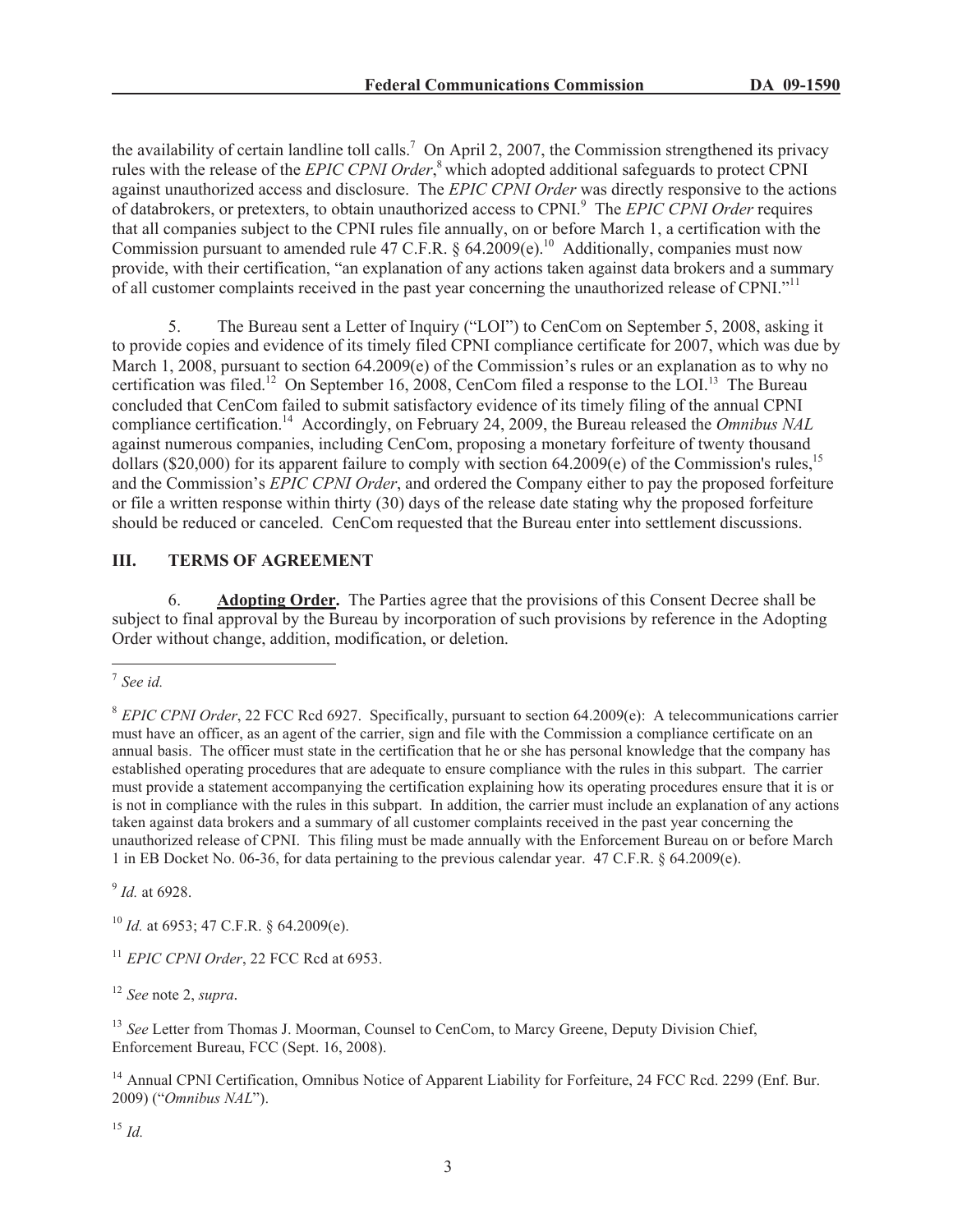the availability of certain landline toll calls.[7] On April 2, 2007, the Commission strengthened its privacy rules with the release of the *EPIC CPNI Order*,[8] which adopted additional safeguards to protect CPNI against unauthorized access and disclosure. The *EPIC CPNI Order* was directly responsive to the actions of databrokers, or pretexters, to obtain unauthorized access to CPNI.[9] The *EPIC CPNI Order* requires that all companies subject to the CPNI rules file annually, on or before March 1, a certification with the Commission pursuant to amended rule 47 C.F.R. § 64.2009(e).[10] Additionally, companies must now provide, with their certification, "an explanation of any actions taken against data brokers and a summary of all customer complaints received in the past year concerning the unauthorized release of CPNI."[11]

5. The Bureau sent a Letter of Inquiry ("LOI") to CenCom on September 5, 2008, asking it to provide copies and evidence of its timely filed CPNI compliance certificate for 2007, which was due by March 1, 2008, pursuant to section 64.2009(e) of the Commission's rules or an explanation as to why no certification was filed.[12] On September 16, 2008, CenCom filed a response to the LOI.[13] The Bureau concluded that CenCom failed to submit satisfactory evidence of its timely filing of the annual CPNI compliance certification.[14] Accordingly, on February 24, 2009, the Bureau released the *Omnibus NAL* against numerous companies, including CenCom, proposing a monetary forfeiture of twenty thousand dollars ($20,000) for its apparent failure to comply with section 64.2009(e) of the Commission's rules,[15] and the Commission's *EPIC CPNI Order*, and ordered the Company either to pay the proposed forfeiture or file a written response within thirty (30) days of the release date stating why the proposed forfeiture should be reduced or canceled. CenCom requested that the Bureau enter into settlement discussions.

## III. TERMS OF AGREEMENT

6. **Adopting Order.** The Parties agree that the provisions of this Consent Decree shall be subject to final approval by the Bureau by incorporation of such provisions by reference in the Adopting Order without change, addition, modification, or deletion.

---

[7] *See id.*

[8] *EPIC CPNI Order*, 22 FCC Rcd 6927. Specifically, pursuant to section 64.2009(e): A telecommunications carrier must have an officer, as an agent of the carrier, sign and file with the Commission a compliance certificate on an annual basis. The officer must state in the certification that he or she has personal knowledge that the company has established operating procedures that are adequate to ensure compliance with the rules in this subpart. The carrier must provide a statement accompanying the certification explaining how its operating procedures ensure that it is or is not in compliance with the rules in this subpart. In addition, the carrier must include an explanation of any actions taken against data brokers and a summary of all customer complaints received in the past year concerning the unauthorized release of CPNI. This filing must be made annually with the Enforcement Bureau on or before March 1 in EB Docket No. 06-36, for data pertaining to the previous calendar year. 47 C.F.R. § 64.2009(e).

[9] *Id.* at 6928.

[10] *Id.* at 6953; 47 C.F.R. § 64.2009(e).

[11] *EPIC CPNI Order*, 22 FCC Rcd at 6953.

[12] *See* note 2, *supra*.

[13] *See* Letter from Thomas J. Moorman, Counsel to CenCom, to Marcy Greene, Deputy Division Chief, Enforcement Bureau, FCC (Sept. 16, 2008).

[14] Annual CPNI Certification, Omnibus Notice of Apparent Liability for Forfeiture, 24 FCC Rcd. 2299 (Enf. Bur. 2009) ("*Omnibus NAL*").

[15] *Id.*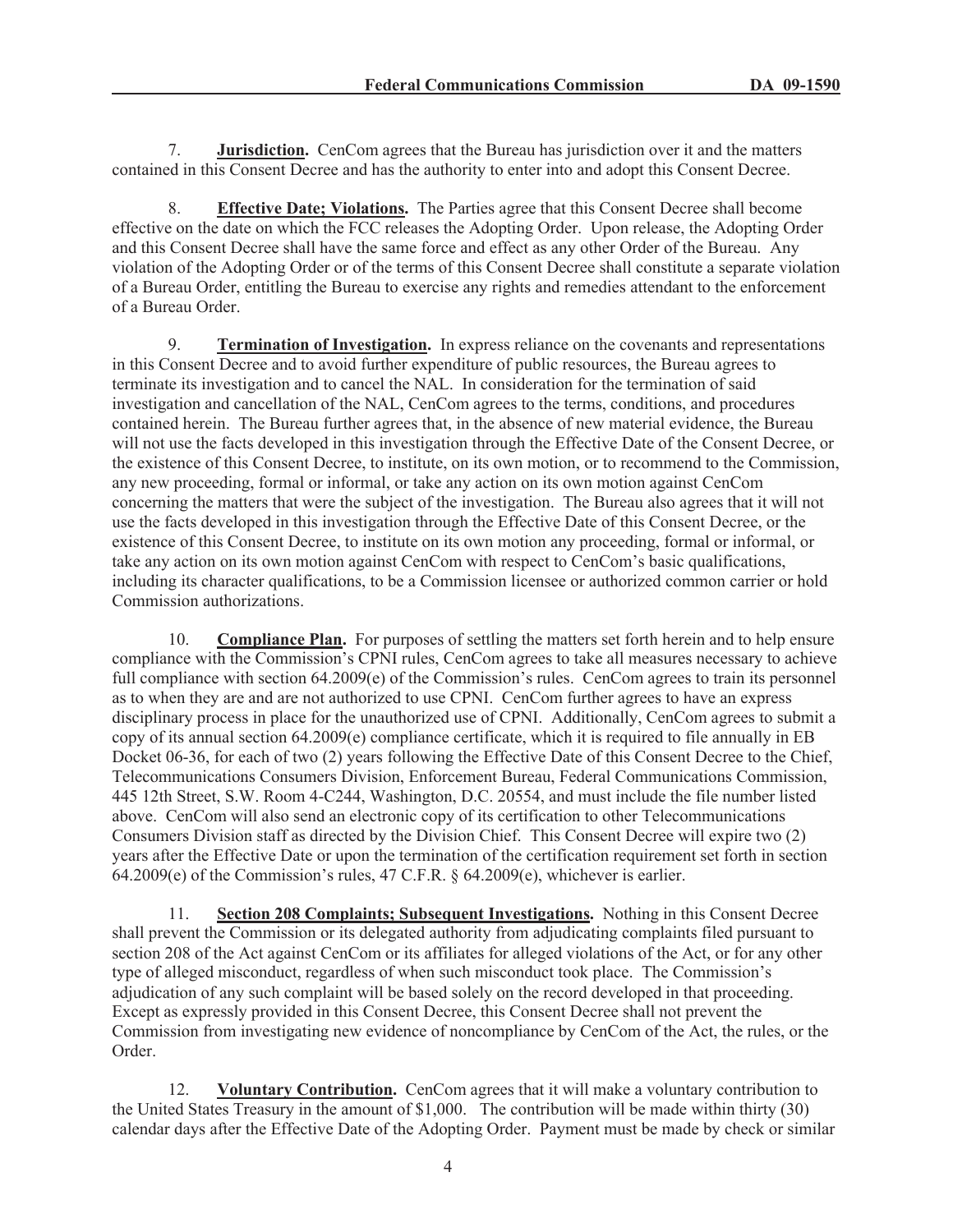7. **Jurisdiction.** CenCom agrees that the Bureau has jurisdiction over it and the matters contained in this Consent Decree and has the authority to enter into and adopt this Consent Decree.

8. **Effective Date; Violations.** The Parties agree that this Consent Decree shall become effective on the date on which the FCC releases the Adopting Order. Upon release, the Adopting Order and this Consent Decree shall have the same force and effect as any other Order of the Bureau. Any violation of the Adopting Order or of the terms of this Consent Decree shall constitute a separate violation of a Bureau Order, entitling the Bureau to exercise any rights and remedies attendant to the enforcement of a Bureau Order.

9. **Termination of Investigation.** In express reliance on the covenants and representations in this Consent Decree and to avoid further expenditure of public resources, the Bureau agrees to terminate its investigation and to cancel the NAL. In consideration for the termination of said investigation and cancellation of the NAL, CenCom agrees to the terms, conditions, and procedures contained herein. The Bureau further agrees that, in the absence of new material evidence, the Bureau will not use the facts developed in this investigation through the Effective Date of the Consent Decree, or the existence of this Consent Decree, to institute, on its own motion, or to recommend to the Commission, any new proceeding, formal or informal, or take any action on its own motion against CenCom concerning the matters that were the subject of the investigation. The Bureau also agrees that it will not use the facts developed in this investigation through the Effective Date of this Consent Decree, or the existence of this Consent Decree, to institute on its own motion any proceeding, formal or informal, or take any action on its own motion against CenCom with respect to CenCom's basic qualifications, including its character qualifications, to be a Commission licensee or authorized common carrier or hold Commission authorizations.

10. **Compliance Plan.** For purposes of settling the matters set forth herein and to help ensure compliance with the Commission's CPNI rules, CenCom agrees to take all measures necessary to achieve full compliance with section 64.2009(e) of the Commission's rules. CenCom agrees to train its personnel as to when they are and are not authorized to use CPNI. CenCom further agrees to have an express disciplinary process in place for the unauthorized use of CPNI. Additionally, CenCom agrees to submit a copy of its annual section 64.2009(e) compliance certificate, which it is required to file annually in EB Docket 06-36, for each of two (2) years following the Effective Date of this Consent Decree to the Chief, Telecommunications Consumers Division, Enforcement Bureau, Federal Communications Commission, 445 12th Street, S.W. Room 4-C244, Washington, D.C. 20554, and must include the file number listed above. CenCom will also send an electronic copy of its certification to other Telecommunications Consumers Division staff as directed by the Division Chief. This Consent Decree will expire two (2) years after the Effective Date or upon the termination of the certification requirement set forth in section 64.2009(e) of the Commission's rules, 47 C.F.R. § 64.2009(e), whichever is earlier.

11. **Section 208 Complaints; Subsequent Investigations.** Nothing in this Consent Decree shall prevent the Commission or its delegated authority from adjudicating complaints filed pursuant to section 208 of the Act against CenCom or its affiliates for alleged violations of the Act, or for any other type of alleged misconduct, regardless of when such misconduct took place. The Commission's adjudication of any such complaint will be based solely on the record developed in that proceeding. Except as expressly provided in this Consent Decree, this Consent Decree shall not prevent the Commission from investigating new evidence of noncompliance by CenCom of the Act, the rules, or the Order.

12. **Voluntary Contribution.** CenCom agrees that it will make a voluntary contribution to the United States Treasury in the amount of $1,000. The contribution will be made within thirty (30) calendar days after the Effective Date of the Adopting Order. Payment must be made by check or similar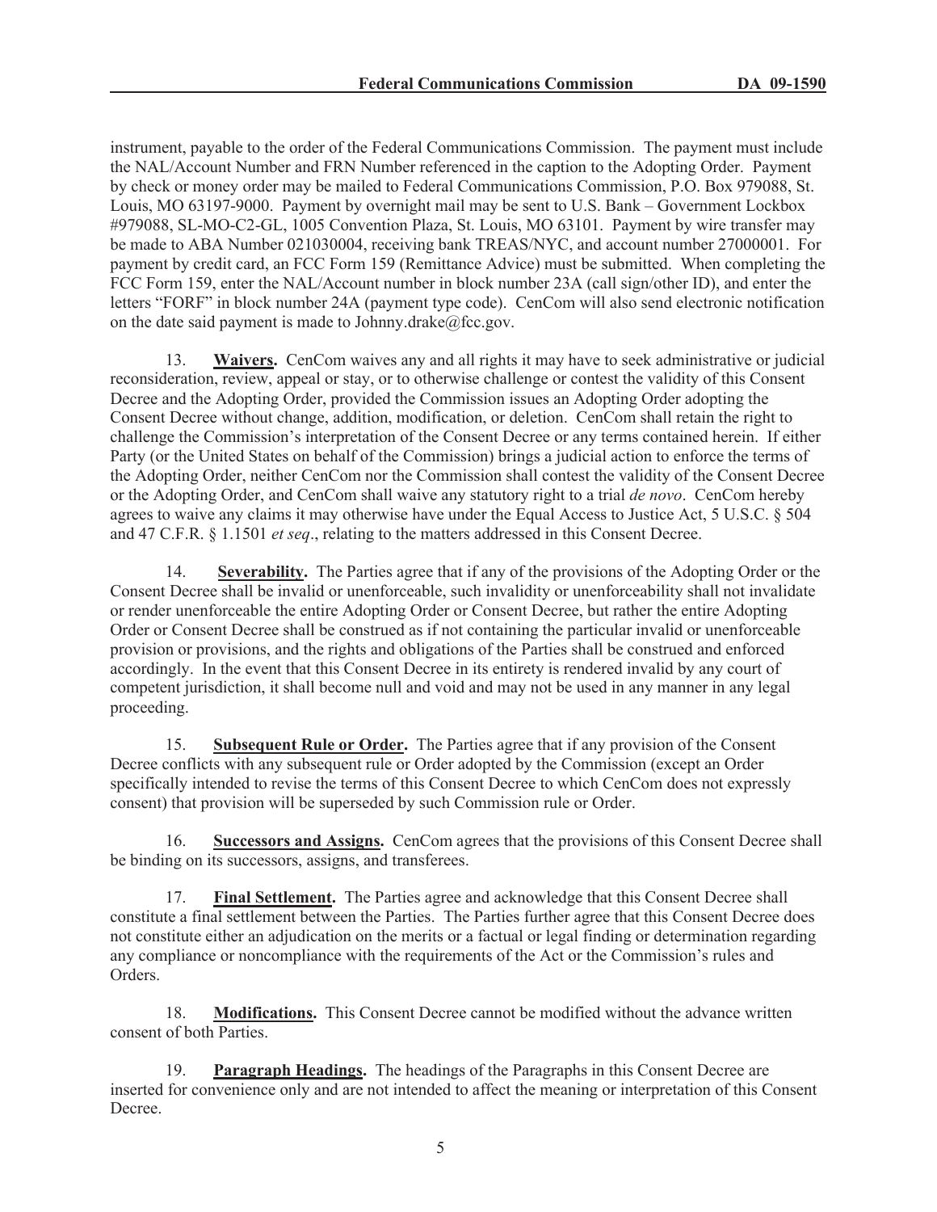instrument, payable to the order of the Federal Communications Commission. The payment must include the NAL/Account Number and FRN Number referenced in the caption to the Adopting Order. Payment by check or money order may be mailed to Federal Communications Commission, P.O. Box 979088, St. Louis, MO 63197-9000. Payment by overnight mail may be sent to U.S. Bank – Government Lockbox #979088, SL-MO-C2-GL, 1005 Convention Plaza, St. Louis, MO 63101. Payment by wire transfer may be made to ABA Number 021030004, receiving bank TREAS/NYC, and account number 27000001. For payment by credit card, an FCC Form 159 (Remittance Advice) must be submitted. When completing the FCC Form 159, enter the NAL/Account number in block number 23A (call sign/other ID), and enter the letters "FORF" in block number 24A (payment type code). CenCom will also send electronic notification on the date said payment is made to Johnny.drake@fcc.gov.

13. **Waivers.** CenCom waives any and all rights it may have to seek administrative or judicial reconsideration, review, appeal or stay, or to otherwise challenge or contest the validity of this Consent Decree and the Adopting Order, provided the Commission issues an Adopting Order adopting the Consent Decree without change, addition, modification, or deletion. CenCom shall retain the right to challenge the Commission's interpretation of the Consent Decree or any terms contained herein. If either Party (or the United States on behalf of the Commission) brings a judicial action to enforce the terms of the Adopting Order, neither CenCom nor the Commission shall contest the validity of the Consent Decree or the Adopting Order, and CenCom shall waive any statutory right to a trial *de novo*. CenCom hereby agrees to waive any claims it may otherwise have under the Equal Access to Justice Act, 5 U.S.C. § 504 and 47 C.F.R. § 1.1501 *et seq*., relating to the matters addressed in this Consent Decree.

14. **Severability.** The Parties agree that if any of the provisions of the Adopting Order or the Consent Decree shall be invalid or unenforceable, such invalidity or unenforceability shall not invalidate or render unenforceable the entire Adopting Order or Consent Decree, but rather the entire Adopting Order or Consent Decree shall be construed as if not containing the particular invalid or unenforceable provision or provisions, and the rights and obligations of the Parties shall be construed and enforced accordingly. In the event that this Consent Decree in its entirety is rendered invalid by any court of competent jurisdiction, it shall become null and void and may not be used in any manner in any legal proceeding.

15. **Subsequent Rule or Order.** The Parties agree that if any provision of the Consent Decree conflicts with any subsequent rule or Order adopted by the Commission (except an Order specifically intended to revise the terms of this Consent Decree to which CenCom does not expressly consent) that provision will be superseded by such Commission rule or Order.

16. **Successors and Assigns.** CenCom agrees that the provisions of this Consent Decree shall be binding on its successors, assigns, and transferees.

17. **Final Settlement.** The Parties agree and acknowledge that this Consent Decree shall constitute a final settlement between the Parties. The Parties further agree that this Consent Decree does not constitute either an adjudication on the merits or a factual or legal finding or determination regarding any compliance or noncompliance with the requirements of the Act or the Commission's rules and Orders.

18. **Modifications.** This Consent Decree cannot be modified without the advance written consent of both Parties.

19. **Paragraph Headings.** The headings of the Paragraphs in this Consent Decree are inserted for convenience only and are not intended to affect the meaning or interpretation of this Consent Decree.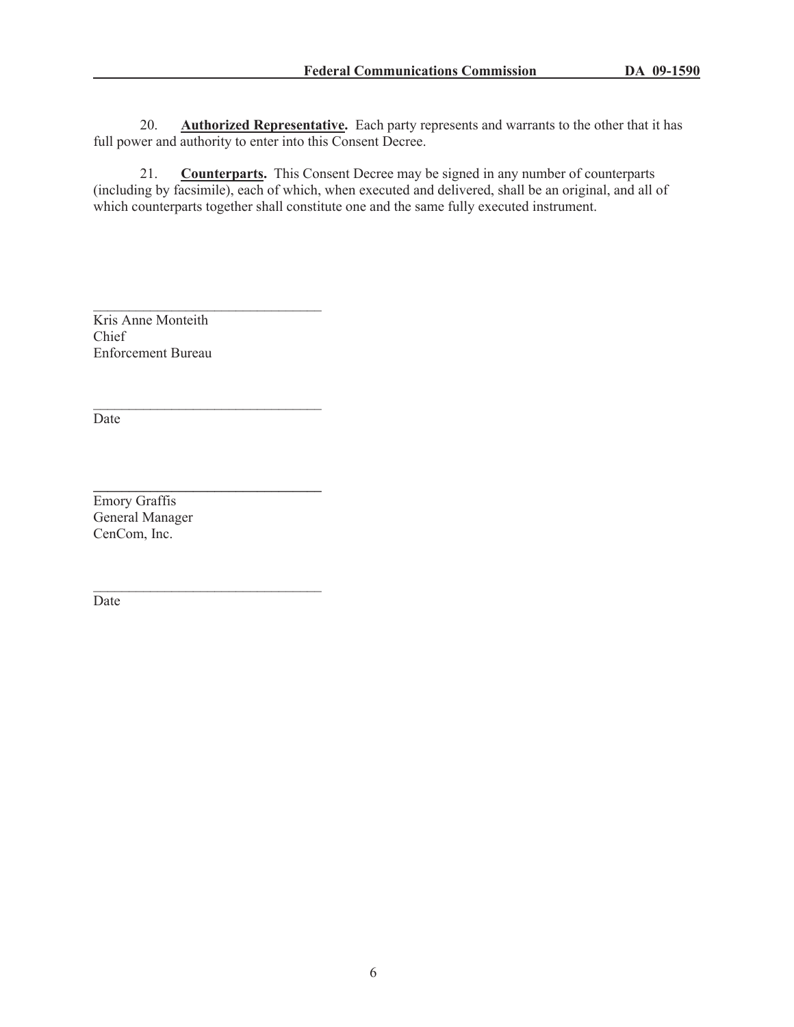20. **Authorized Representative.** Each party represents and warrants to the other that it has full power and authority to enter into this Consent Decree.

21. **Counterparts.** This Consent Decree may be signed in any number of counterparts (including by facsimile), each of which, when executed and delivered, shall be an original, and all of which counterparts together shall constitute one and the same fully executed instrument.

\_\_\_\_\_\_\_\_\_\_\_\_\_\_\_\_\_\_\_\_\_\_\_\_\_\_\_\_\_\_\_\_

Kris Anne Monteith
Chief
Enforcement Bureau

\_\_\_\_\_\_\_\_\_\_\_\_\_\_\_\_\_\_\_\_\_\_\_\_\_\_\_\_\_\_\_\_

Date

\_\_\_\_\_\_\_\_\_\_\_\_\_\_\_\_\_\_\_\_\_\_\_\_\_\_\_\_\_\_\_\_

Emory Graffis
General Manager
CenCom, Inc.

\_\_\_\_\_\_\_\_\_\_\_\_\_\_\_\_\_\_\_\_\_\_\_\_\_\_\_\_\_\_\_\_

Date